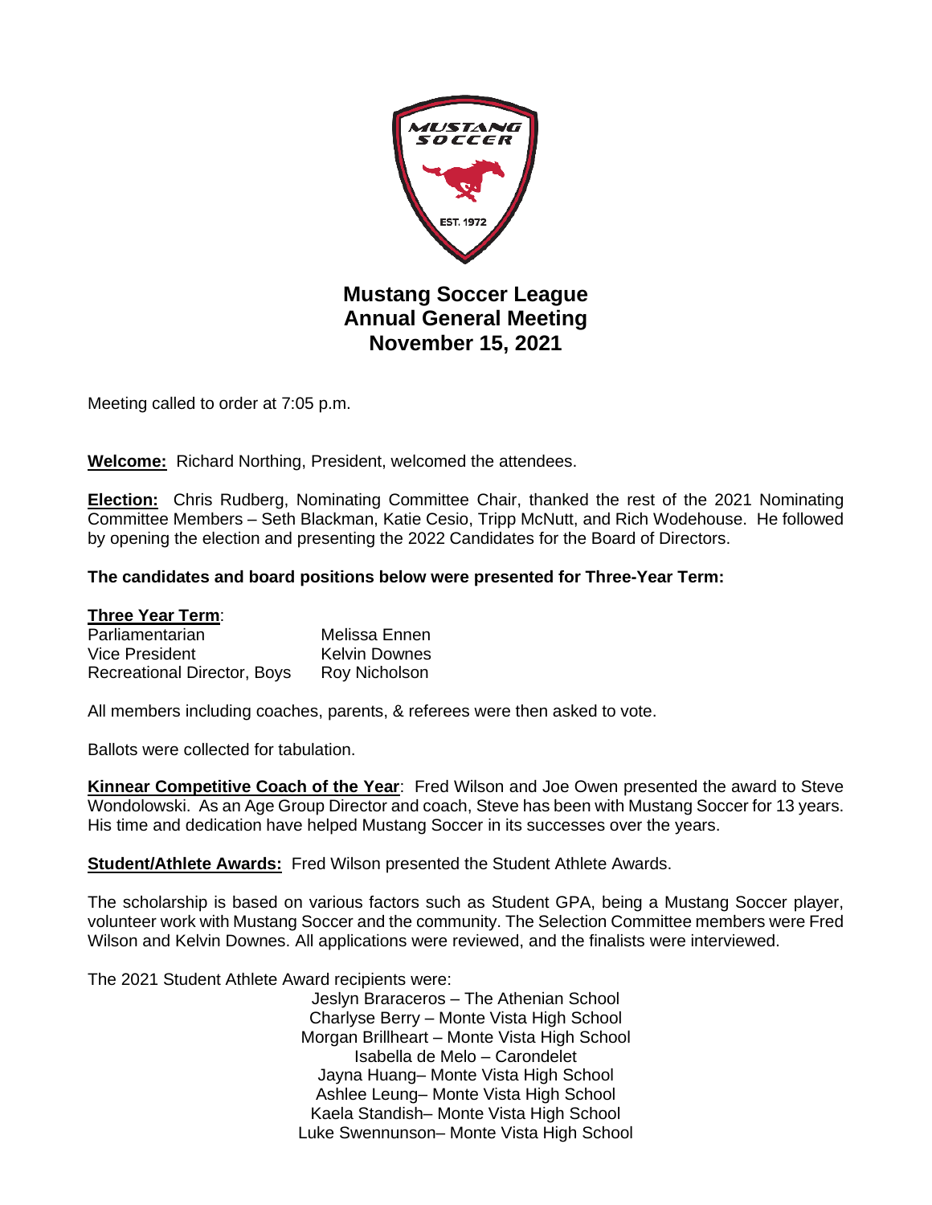# Mustang Soccer League
# Annual General Meeting
# November 15, 2021

Meeting called to order at 7:05 p.m.

**Welcome:** Richard Northing, President, welcomed the attendees.

**Election:** Chris Rudberg, Nominating Committee Chair, thanked the rest of the 2021 Nominating Committee Members – Seth Blackman, Katie Cesio, Tripp McNutt, and Rich Wodehouse. He followed by opening the election and presenting the 2022 Candidates for the Board of Directors.

**The candidates and board positions below were presented for Three-Year Term:**

**Three Year Term**:

| | |
|---|---|
| Parliamentarian | Melissa Ennen |
| Vice President | Kelvin Downes |
| Recreational Director, Boys | Roy Nicholson |

All members including coaches, parents, & referees were then asked to vote.

Ballots were collected for tabulation.

**Kinnear Competitive Coach of the Year**: Fred Wilson and Joe Owen presented the award to Steve Wondolowski. As an Age Group Director and coach, Steve has been with Mustang Soccer for 13 years. His time and dedication have helped Mustang Soccer in its successes over the years.

**Student/Athlete Awards:** Fred Wilson presented the Student Athlete Awards.

The scholarship is based on various factors such as Student GPA, being a Mustang Soccer player, volunteer work with Mustang Soccer and the community. The Selection Committee members were Fred Wilson and Kelvin Downes. All applications were reviewed, and the finalists were interviewed.

The 2021 Student Athlete Award recipients were:

Jeslyn Braraceros – The Athenian School
Charlyse Berry – Monte Vista High School
Morgan Brillheart – Monte Vista High School
Isabella de Melo – Carondelet
Jayna Huang– Monte Vista High School
Ashlee Leung– Monte Vista High School
Kaela Standish– Monte Vista High School
Luke Swennunson– Monte Vista High School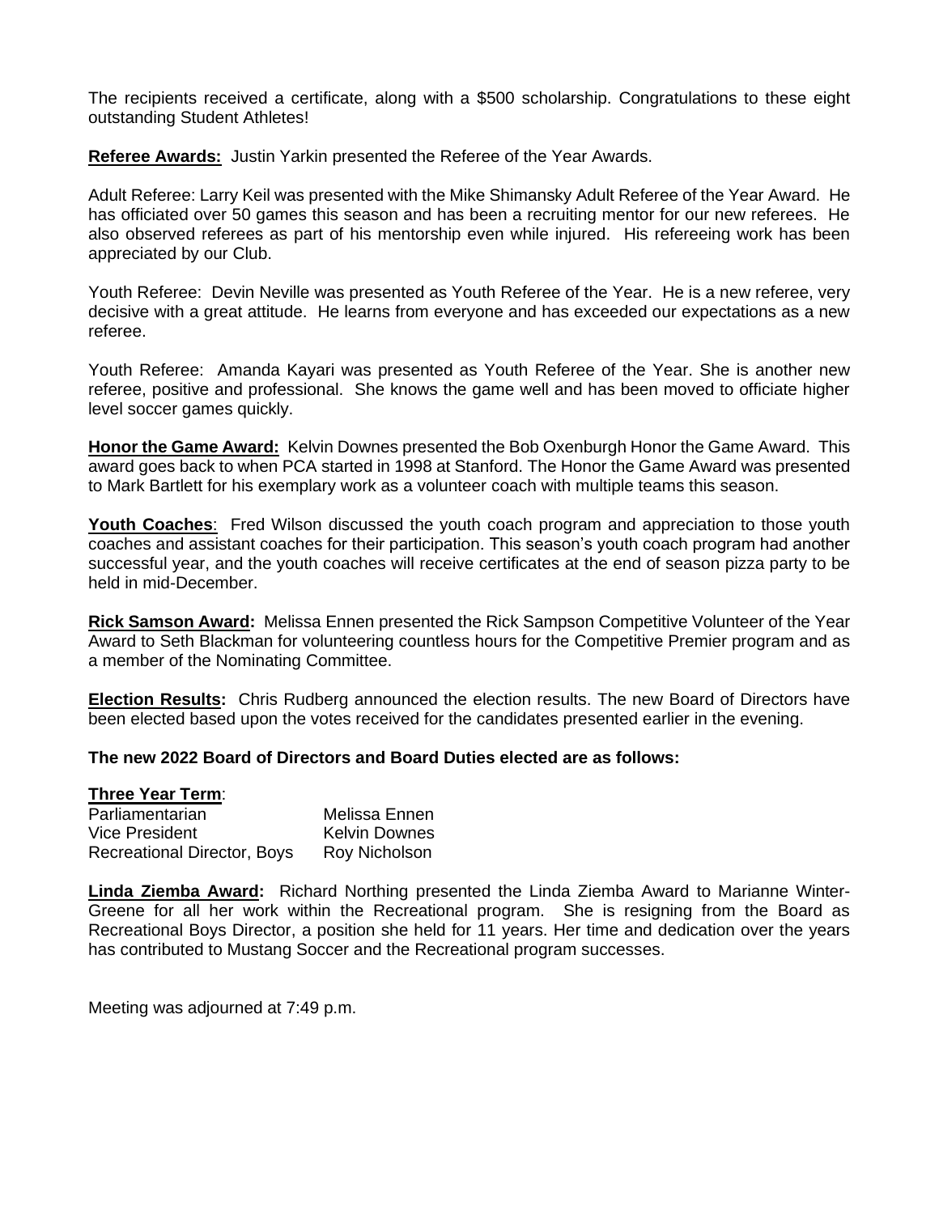The recipients received a certificate, along with a $500 scholarship. Congratulations to these eight outstanding Student Athletes!

**Referee Awards:** Justin Yarkin presented the Referee of the Year Awards.

Adult Referee: Larry Keil was presented with the Mike Shimansky Adult Referee of the Year Award. He has officiated over 50 games this season and has been a recruiting mentor for our new referees. He also observed referees as part of his mentorship even while injured. His refereeing work has been appreciated by our Club.

Youth Referee: Devin Neville was presented as Youth Referee of the Year. He is a new referee, very decisive with a great attitude. He learns from everyone and has exceeded our expectations as a new referee.

Youth Referee: Amanda Kayari was presented as Youth Referee of the Year. She is another new referee, positive and professional. She knows the game well and has been moved to officiate higher level soccer games quickly.

**Honor the Game Award:** Kelvin Downes presented the Bob Oxenburgh Honor the Game Award. This award goes back to when PCA started in 1998 at Stanford. The Honor the Game Award was presented to Mark Bartlett for his exemplary work as a volunteer coach with multiple teams this season.

**Youth Coaches**: Fred Wilson discussed the youth coach program and appreciation to those youth coaches and assistant coaches for their participation. This season's youth coach program had another successful year, and the youth coaches will receive certificates at the end of season pizza party to be held in mid-December.

**Rick Samson Award:** Melissa Ennen presented the Rick Sampson Competitive Volunteer of the Year Award to Seth Blackman for volunteering countless hours for the Competitive Premier program and as a member of the Nominating Committee.

**Election Results:** Chris Rudberg announced the election results. The new Board of Directors have been elected based upon the votes received for the candidates presented earlier in the evening.

**The new 2022 Board of Directors and Board Duties elected are as follows:**

**Three Year Term**:

| | |
|---|---|
| Parliamentarian | Melissa Ennen |
| Vice President | Kelvin Downes |
| Recreational Director, Boys | Roy Nicholson |

**Linda Ziemba Award:** Richard Northing presented the Linda Ziemba Award to Marianne Winter-Greene for all her work within the Recreational program. She is resigning from the Board as Recreational Boys Director, a position she held for 11 years. Her time and dedication over the years has contributed to Mustang Soccer and the Recreational program successes.

Meeting was adjourned at 7:49 p.m.